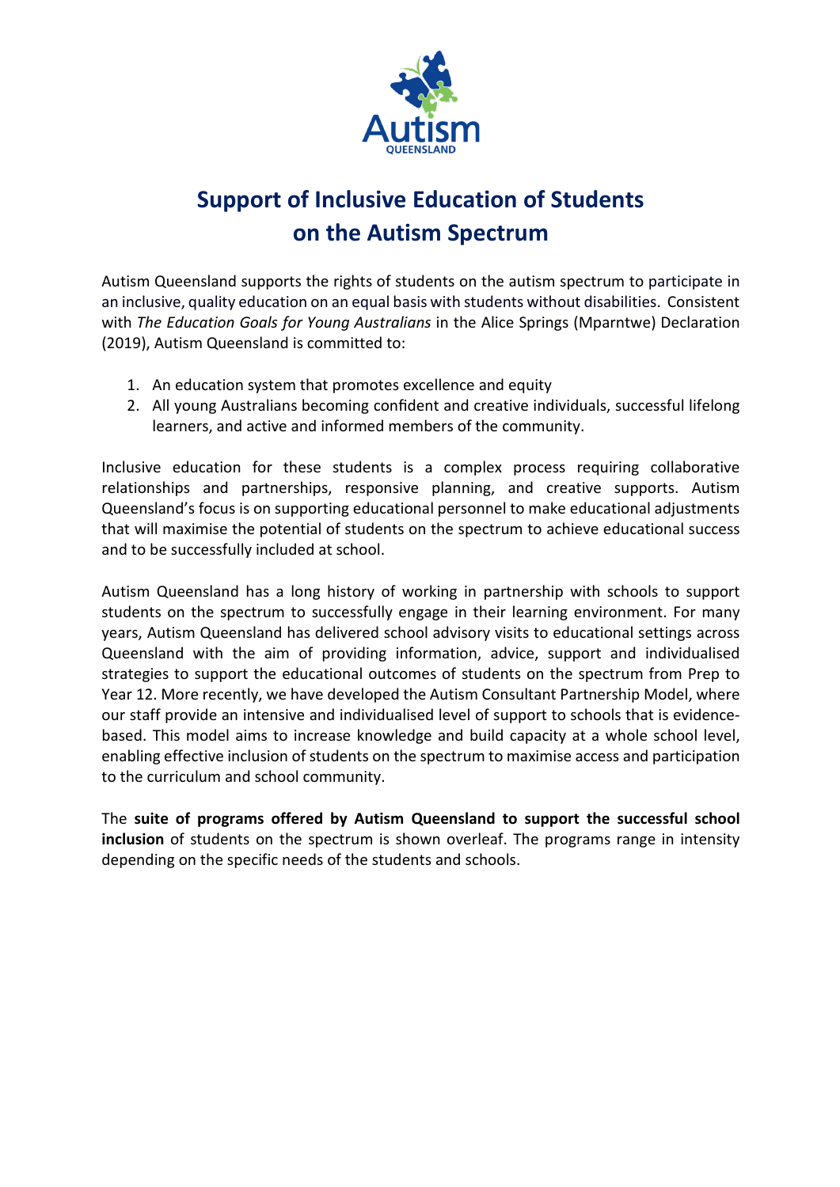# Support of Inclusive Education of Students on the Autism Spectrum

Autism Queensland supports the rights of students on the autism spectrum to participate in an inclusive, quality education on an equal basis with students without disabilities. Consistent with *The Education Goals for Young Australians* in the Alice Springs (Mparntwe) Declaration (2019), Autism Queensland is committed to:

1. An education system that promotes excellence and equity
2. All young Australians becoming confident and creative individuals, successful lifelong learners, and active and informed members of the community.

Inclusive education for these students is a complex process requiring collaborative relationships and partnerships, responsive planning, and creative supports. Autism Queensland's focus is on supporting educational personnel to make educational adjustments that will maximise the potential of students on the spectrum to achieve educational success and to be successfully included at school.

Autism Queensland has a long history of working in partnership with schools to support students on the spectrum to successfully engage in their learning environment. For many years, Autism Queensland has delivered school advisory visits to educational settings across Queensland with the aim of providing information, advice, support and individualised strategies to support the educational outcomes of students on the spectrum from Prep to Year 12. More recently, we have developed the Autism Consultant Partnership Model, where our staff provide an intensive and individualised level of support to schools that is evidence-based. This model aims to increase knowledge and build capacity at a whole school level, enabling effective inclusion of students on the spectrum to maximise access and participation to the curriculum and school community.

The **suite of programs offered by Autism Queensland to support the successful school inclusion** of students on the spectrum is shown overleaf. The programs range in intensity depending on the specific needs of the students and schools.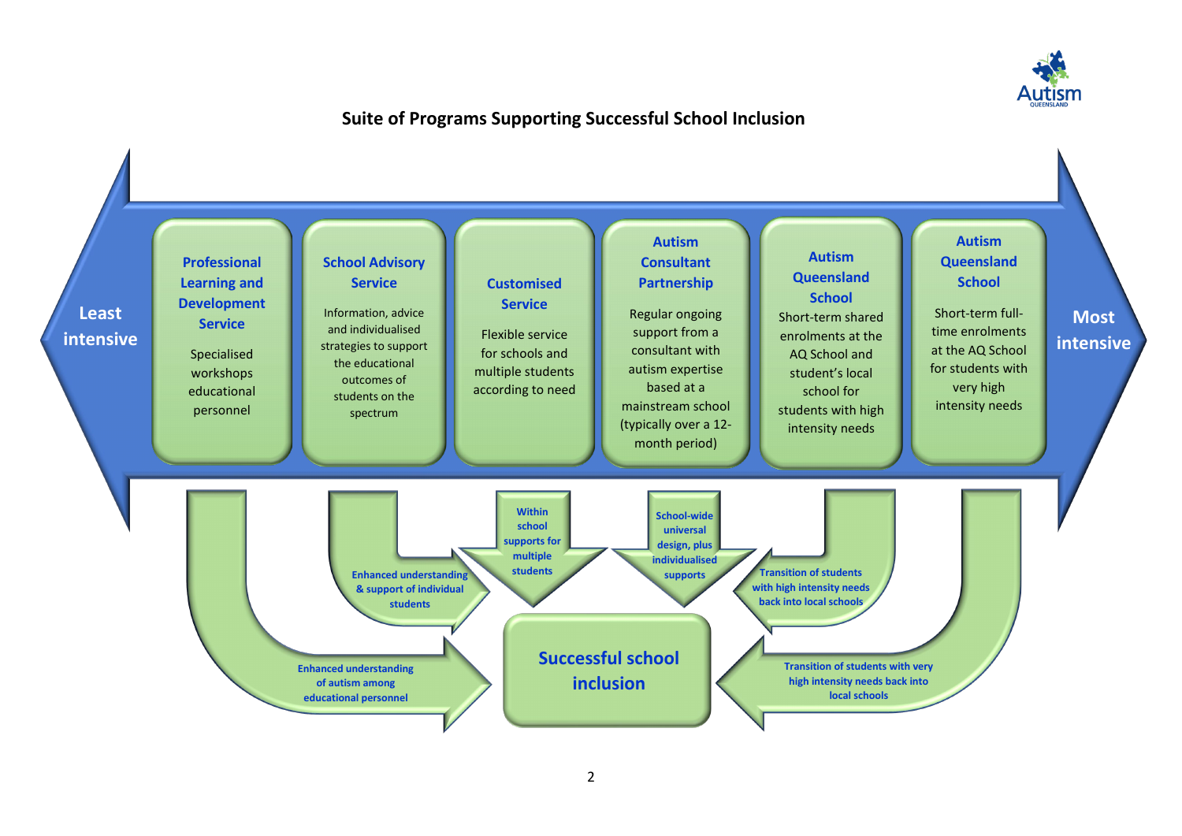## Suite of Programs Supporting Successful School Inclusion

**Least intensive** → **Most intensive**

| Program | Description | Outcome |
| --- | --- | --- |
| **Professional Learning and Development Service** | Specialised workshops educational personnel | Enhanced understanding of autism among educational personnel |
| **School Advisory Service** | Information, advice and individualised strategies to support the educational outcomes of students on the spectrum | Enhanced understanding & support of individual students |
| **Customised Service** | Flexible service for schools and multiple students according to need | Within school supports for multiple students |
| **Autism Consultant Partnership** | Regular ongoing support from a consultant with autism expertise based at a mainstream school (typically over a 12-month period) | School-wide universal design, plus individualised supports |
| **Autism Queensland School** | Short-term shared enrolments at the AQ School and student's local school for students with high intensity needs | Transition of students with high intensity needs back into local schools |
| **Autism Queensland School** | Short-term full-time enrolments at the AQ School for students with very high intensity needs | Transition of students with very high intensity needs back into local schools |

**Successful school inclusion**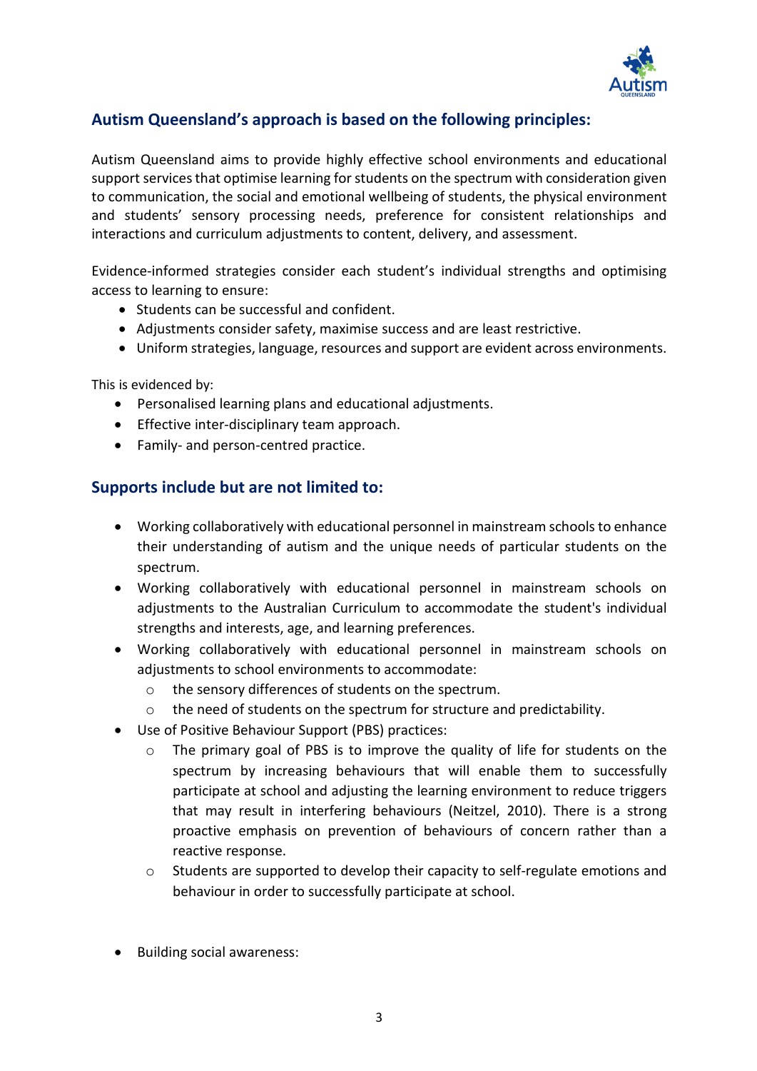## Autism Queensland's approach is based on the following principles:

Autism Queensland aims to provide highly effective school environments and educational support services that optimise learning for students on the spectrum with consideration given to communication, the social and emotional wellbeing of students, the physical environment and students' sensory processing needs, preference for consistent relationships and interactions and curriculum adjustments to content, delivery, and assessment.

Evidence-informed strategies consider each student's individual strengths and optimising access to learning to ensure:

- Students can be successful and confident.
- Adjustments consider safety, maximise success and are least restrictive.
- Uniform strategies, language, resources and support are evident across environments.

This is evidenced by:

- Personalised learning plans and educational adjustments.
- Effective inter-disciplinary team approach.
- Family- and person-centred practice.

## Supports include but are not limited to:

- Working collaboratively with educational personnel in mainstream schools to enhance their understanding of autism and the unique needs of particular students on the spectrum.
- Working collaboratively with educational personnel in mainstream schools on adjustments to the Australian Curriculum to accommodate the student's individual strengths and interests, age, and learning preferences.
- Working collaboratively with educational personnel in mainstream schools on adjustments to school environments to accommodate:
  - the sensory differences of students on the spectrum.
  - the need of students on the spectrum for structure and predictability.
- Use of Positive Behaviour Support (PBS) practices:
  - The primary goal of PBS is to improve the quality of life for students on the spectrum by increasing behaviours that will enable them to successfully participate at school and adjusting the learning environment to reduce triggers that may result in interfering behaviours (Neitzel, 2010). There is a strong proactive emphasis on prevention of behaviours of concern rather than a reactive response.
  - Students are supported to develop their capacity to self-regulate emotions and behaviour in order to successfully participate at school.
- Building social awareness: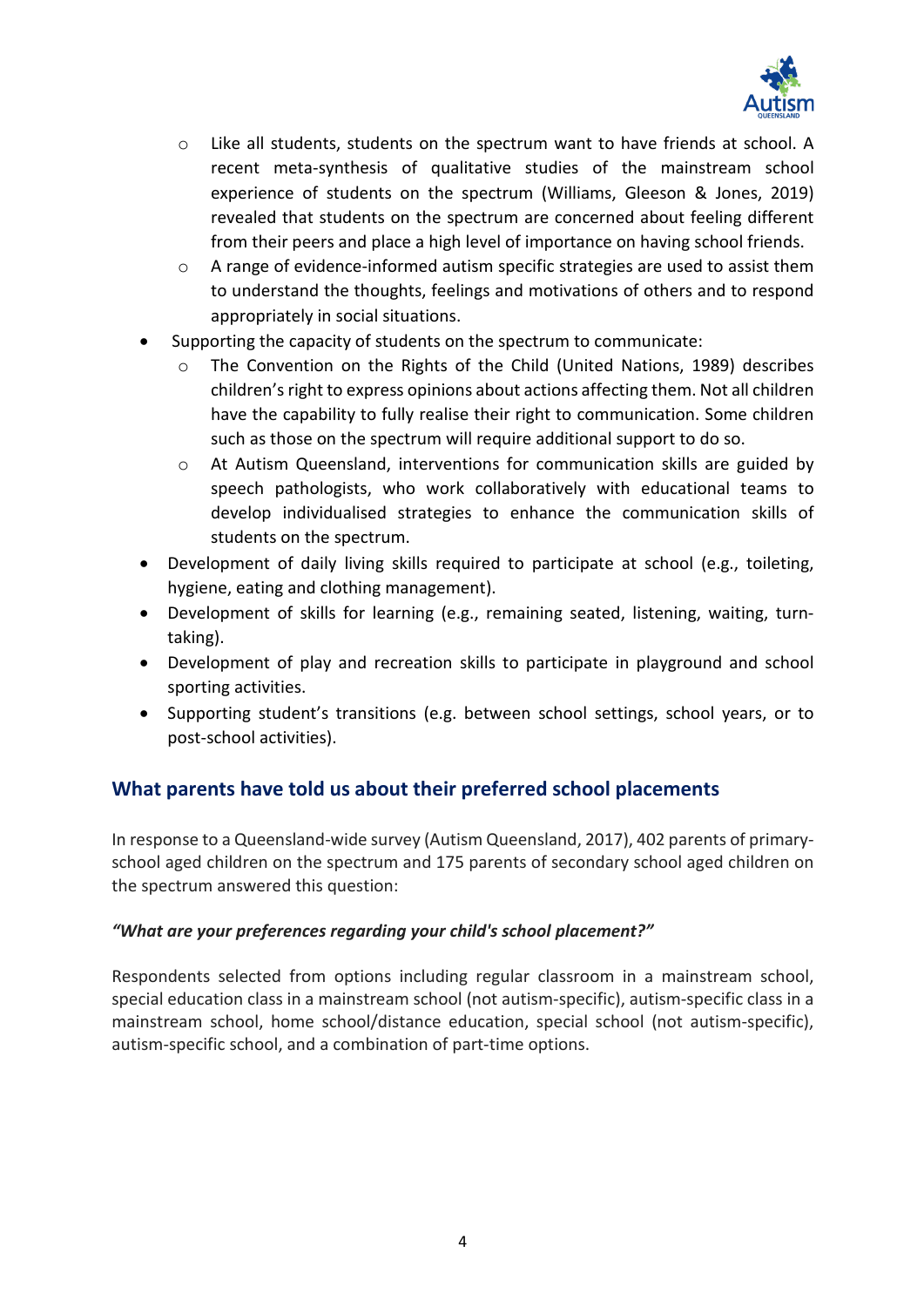- Like all students, students on the spectrum want to have friends at school. A recent meta-synthesis of qualitative studies of the mainstream school experience of students on the spectrum (Williams, Gleeson & Jones, 2019) revealed that students on the spectrum are concerned about feeling different from their peers and place a high level of importance on having school friends.
    - A range of evidence-informed autism specific strategies are used to assist them to understand the thoughts, feelings and motivations of others and to respond appropriately in social situations.
- Supporting the capacity of students on the spectrum to communicate:
    - The Convention on the Rights of the Child (United Nations, 1989) describes children's right to express opinions about actions affecting them. Not all children have the capability to fully realise their right to communication. Some children such as those on the spectrum will require additional support to do so.
    - At Autism Queensland, interventions for communication skills are guided by speech pathologists, who work collaboratively with educational teams to develop individualised strategies to enhance the communication skills of students on the spectrum.
- Development of daily living skills required to participate at school (e.g., toileting, hygiene, eating and clothing management).
- Development of skills for learning (e.g., remaining seated, listening, waiting, turn-taking).
- Development of play and recreation skills to participate in playground and school sporting activities.
- Supporting student's transitions (e.g. between school settings, school years, or to post-school activities).

## What parents have told us about their preferred school placements

In response to a Queensland-wide survey (Autism Queensland, 2017), 402 parents of primary-school aged children on the spectrum and 175 parents of secondary school aged children on the spectrum answered this question:

***"What are your preferences regarding your child's school placement?"***

Respondents selected from options including regular classroom in a mainstream school, special education class in a mainstream school (not autism-specific), autism-specific class in a mainstream school, home school/distance education, special school (not autism-specific), autism-specific school, and a combination of part-time options.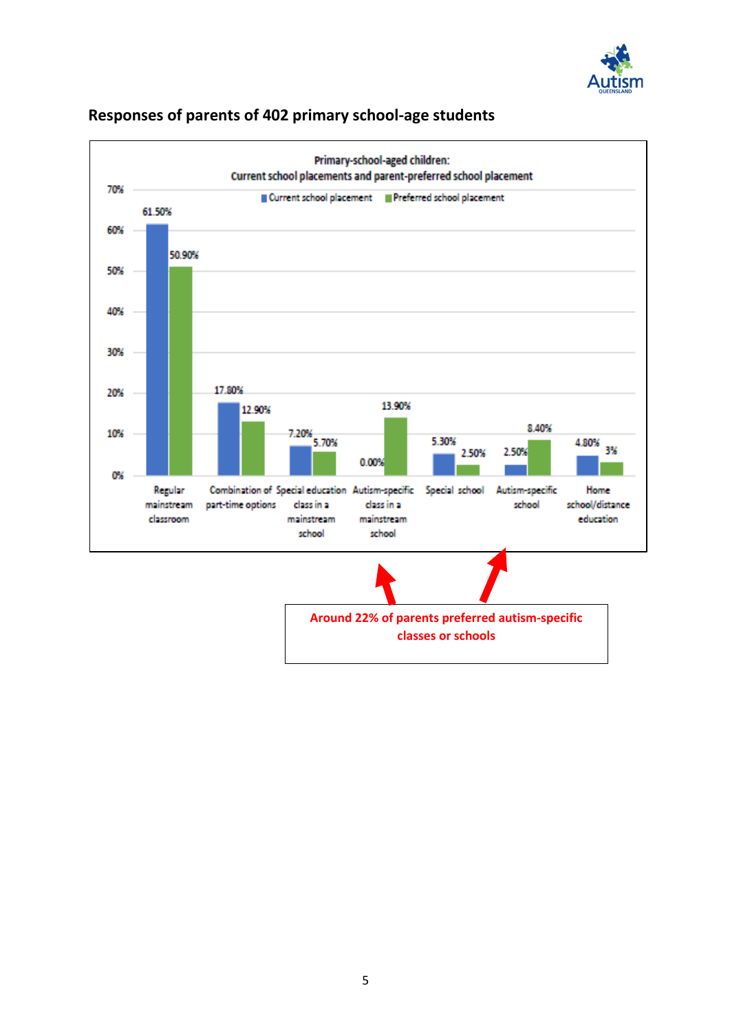**Responses of parents of 402 primary school-age students**

**Primary-school-aged children: Current school placements and parent-preferred school placement**

| Placement | Current school placement | Preferred school placement |
|---|---|---|
| Regular mainstream classroom | 61.50% | 50.90% |
| Combination of part-time options | 17.80% | 12.90% |
| Special education class in a mainstream school | 7.20% | 5.70% |
| Autism-specific class in a mainstream school | 0.00% | 13.90% |
| Special school | 5.30% | 2.50% |
| Autism-specific school | 2.50% | 8.40% |
| Home school/distance education | 4.80% | 3% |

Around 22% of parents preferred autism-specific classes or schools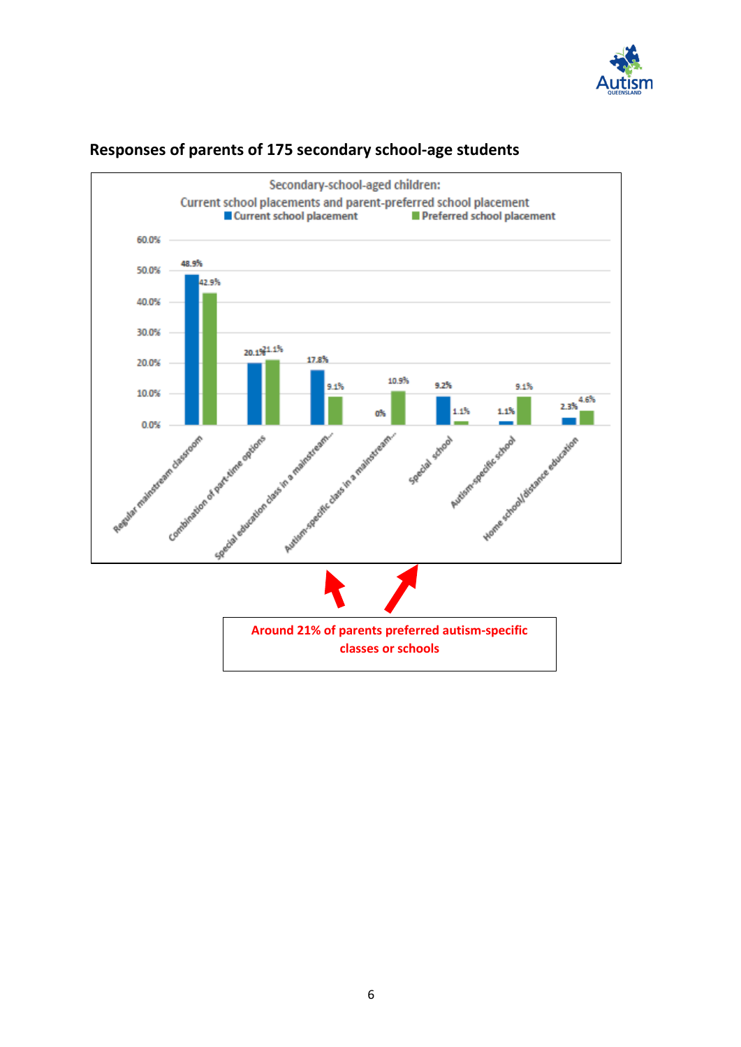## Responses of parents of 175 secondary school-age students

Secondary-school-aged children:
Current school placements and parent-preferred school placement

| Placement | Current school placement | Preferred school placement |
|---|---|---|
| Regular mainstream classroom | 48.9% | 42.9% |
| Combination of part-time options | 20.1% | 21.1% |
| Special education class in a mainstream... | 17.8% | 9.1% |
| Autism-specific class in a mainstream... | 0% | 10.9% |
| Special school | 9.2% | 1.1% |
| Autism-specific school | 1.1% | 9.1% |
| Home school/distance education | 2.3% | 4.6% |

Around 21% of parents preferred autism-specific classes or schools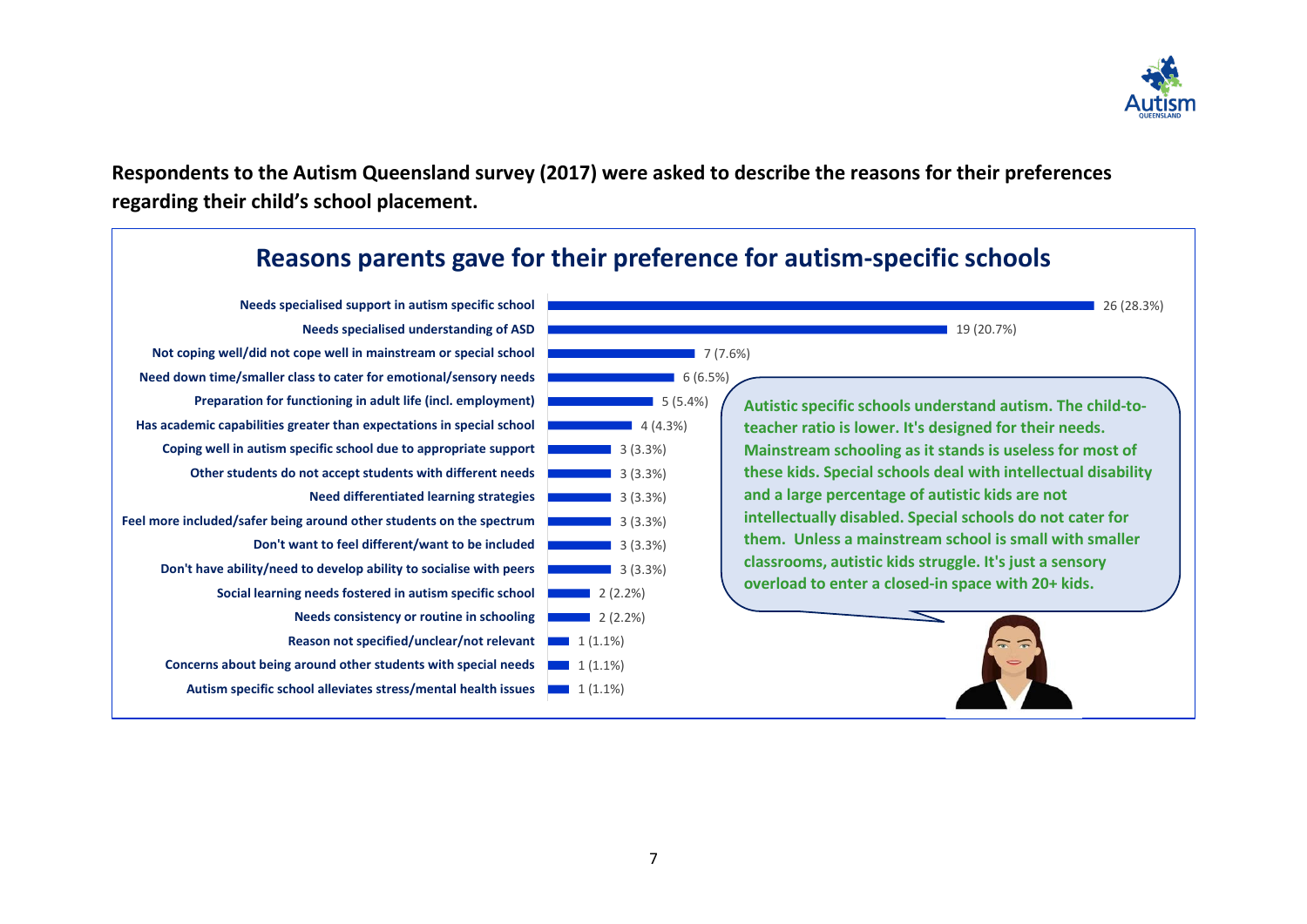**Respondents to the Autism Queensland survey (2017) were asked to describe the reasons for their preferences regarding their child's school placement.**

## Reasons parents gave for their preference for autism-specific schools

| Reason | Count (%) |
| --- | --- |
| Needs specialised support in autism specific school | 26 (28.3%) |
| Needs specialised understanding of ASD | 19 (20.7%) |
| Not coping well/did not cope well in mainstream or special school | 7 (7.6%) |
| Need down time/smaller class to cater for emotional/sensory needs | 6 (6.5%) |
| Preparation for functioning in adult life (incl. employment) | 5 (5.4%) |
| Has academic capabilities greater than expectations in special school | 4 (4.3%) |
| Coping well in autism specific school due to appropriate support | 3 (3.3%) |
| Other students do not accept students with different needs | 3 (3.3%) |
| Need differentiated learning strategies | 3 (3.3%) |
| Feel more included/safer being around other students on the spectrum | 3 (3.3%) |
| Don't want to feel different/want to be included | 3 (3.3%) |
| Don't have ability/need to develop ability to socialise with peers | 3 (3.3%) |
| Social learning needs fostered in autism specific school | 2 (2.2%) |
| Needs consistency or routine in schooling | 2 (2.2%) |
| Reason not specified/unclear/not relevant | 1 (1.1%) |
| Concerns about being around other students with special needs | 1 (1.1%) |
| Autism specific school alleviates stress/mental health issues | 1 (1.1%) |

**Autistic specific schools understand autism. The child-to-teacher ratio is lower. It's designed for their needs. Mainstream schooling as it stands is useless for most of these kids. Special schools deal with intellectual disability and a large percentage of autistic kids are not intellectually disabled. Special schools do not cater for them. Unless a mainstream school is small with smaller classrooms, autistic kids struggle. It's just a sensory overload to enter a closed-in space with 20+ kids.**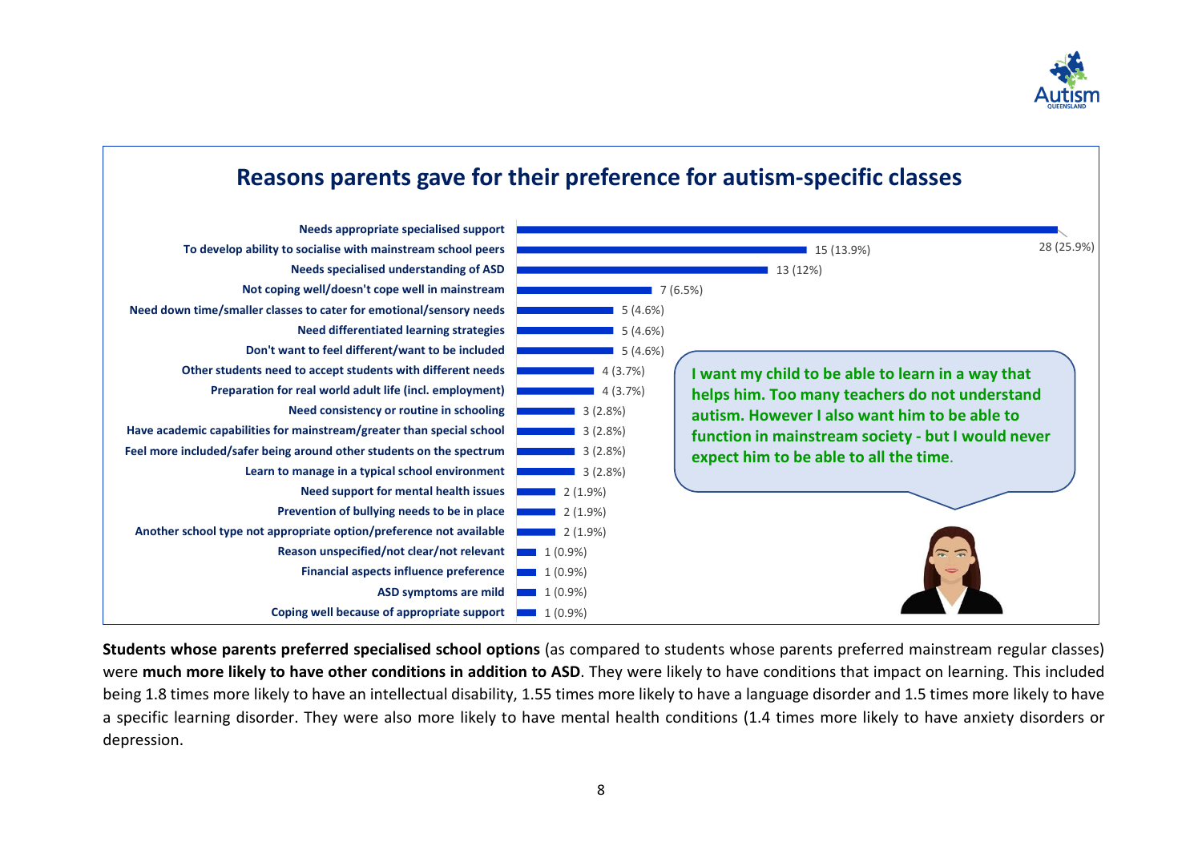## Reasons parents gave for their preference for autism-specific classes

| Reason | Count (%) |
|---|---|
| Needs appropriate specialised support | 28 (25.9%) |
| To develop ability to socialise with mainstream school peers | 15 (13.9%) |
| Needs specialised understanding of ASD | 13 (12%) |
| Not coping well/doesn't cope well in mainstream | 7 (6.5%) |
| Need down time/smaller classes to cater for emotional/sensory needs | 5 (4.6%) |
| Need differentiated learning strategies | 5 (4.6%) |
| Don't want to feel different/want to be included | 5 (4.6%) |
| Other students need to accept students with different needs | 4 (3.7%) |
| Preparation for real world adult life (incl. employment) | 4 (3.7%) |
| Need consistency or routine in schooling | 3 (2.8%) |
| Have academic capabilities for mainstream/greater than special school | 3 (2.8%) |
| Feel more included/safer being around other students on the spectrum | 3 (2.8%) |
| Learn to manage in a typical school environment | 3 (2.8%) |
| Need support for mental health issues | 2 (1.9%) |
| Prevention of bullying needs to be in place | 2 (1.9%) |
| Another school type not appropriate option/preference not available | 2 (1.9%) |
| Reason unspecified/not clear/not relevant | 1 (0.9%) |
| Financial aspects influence preference | 1 (0.9%) |
| ASD symptoms are mild | 1 (0.9%) |
| Coping well because of appropriate support | 1 (0.9%) |

**I want my child to be able to learn in a way that helps him. Too many teachers do not understand autism. However I also want him to be able to function in mainstream society - but I would never expect him to be able to all the time.**

**Students whose parents preferred specialised school options** (as compared to students whose parents preferred mainstream regular classes) were **much more likely to have other conditions in addition to ASD**. They were likely to have conditions that impact on learning. This included being 1.8 times more likely to have an intellectual disability, 1.55 times more likely to have a language disorder and 1.5 times more likely to have a specific learning disorder. They were also more likely to have mental health conditions (1.4 times more likely to have anxiety disorders or depression.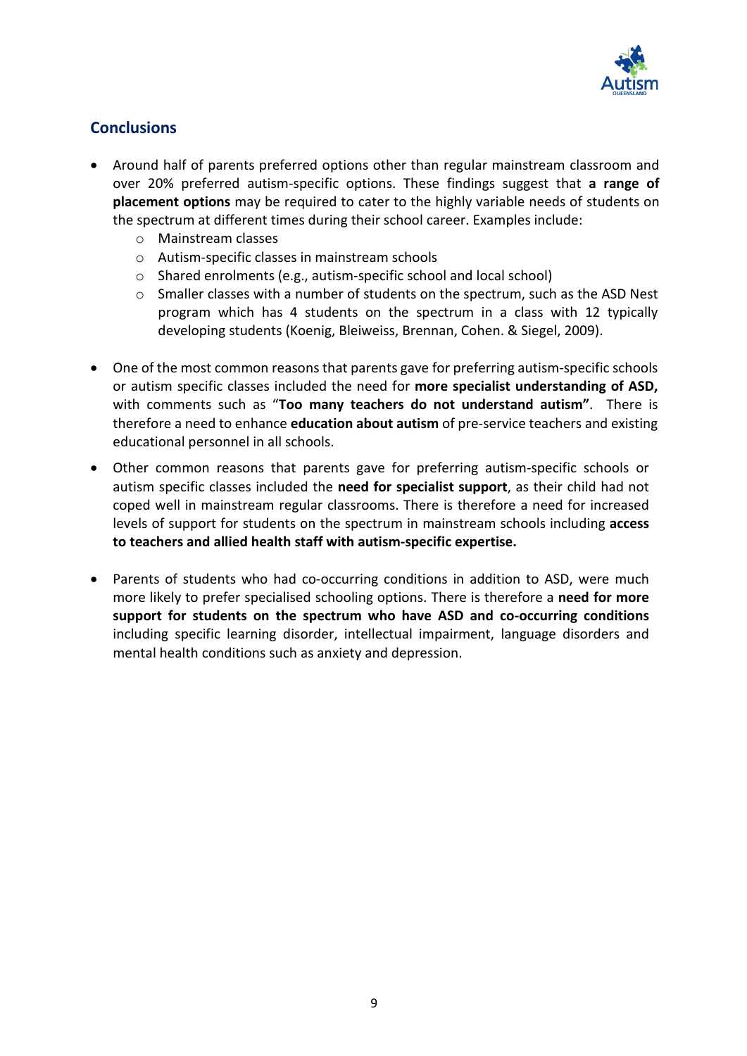## Conclusions

- Around half of parents preferred options other than regular mainstream classroom and over 20% preferred autism-specific options. These findings suggest that **a range of placement options** may be required to cater to the highly variable needs of students on the spectrum at different times during their school career. Examples include:
  - Mainstream classes
  - Autism-specific classes in mainstream schools
  - Shared enrolments (e.g., autism-specific school and local school)
  - Smaller classes with a number of students on the spectrum, such as the ASD Nest program which has 4 students on the spectrum in a class with 12 typically developing students (Koenig, Bleiweiss, Brennan, Cohen. & Siegel, 2009).

- One of the most common reasons that parents gave for preferring autism-specific schools or autism specific classes included the need for **more specialist understanding of ASD,** with comments such as "**Too many teachers do not understand autism"**. There is therefore a need to enhance **education about autism** of pre-service teachers and existing educational personnel in all schools.

- Other common reasons that parents gave for preferring autism-specific schools or autism specific classes included the **need for specialist support**, as their child had not coped well in mainstream regular classrooms. There is therefore a need for increased levels of support for students on the spectrum in mainstream schools including **access to teachers and allied health staff with autism-specific expertise.**

- Parents of students who had co-occurring conditions in addition to ASD, were much more likely to prefer specialised schooling options. There is therefore a **need for more support for students on the spectrum who have ASD and co-occurring conditions** including specific learning disorder, intellectual impairment, language disorders and mental health conditions such as anxiety and depression.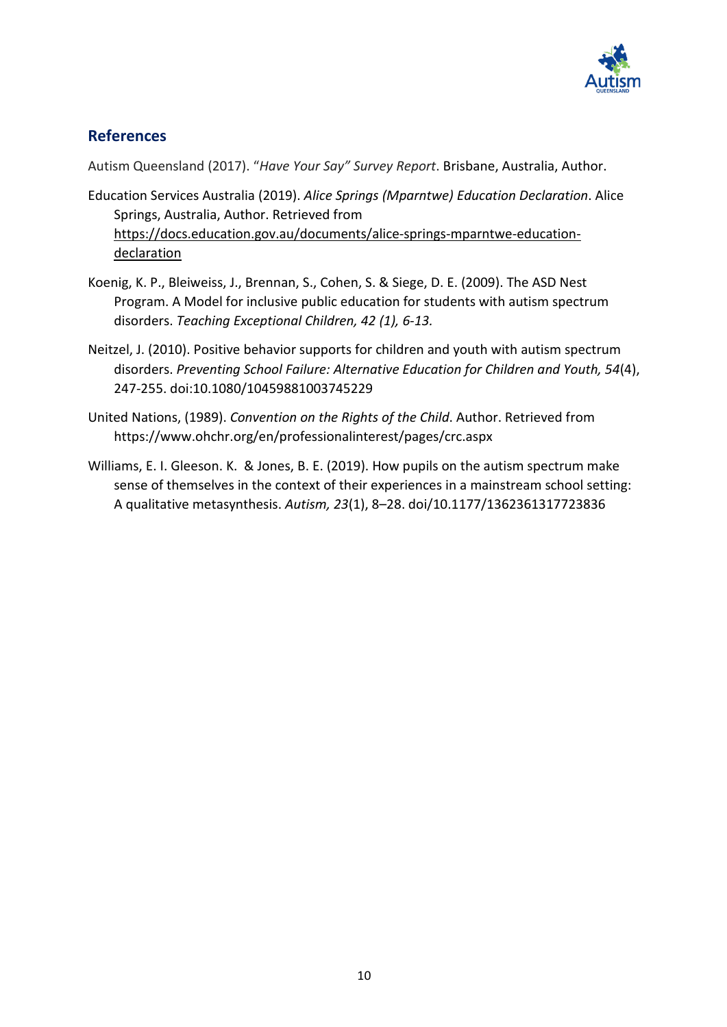## References

Autism Queensland (2017). "*Have Your Say" Survey Report*. Brisbane, Australia, Author.

Education Services Australia (2019). *Alice Springs (Mparntwe) Education Declaration*. Alice Springs, Australia, Author. Retrieved from https://docs.education.gov.au/documents/alice-springs-mparntwe-education-declaration

Koenig, K. P., Bleiweiss, J., Brennan, S., Cohen, S. & Siege, D. E. (2009). The ASD Nest Program. A Model for inclusive public education for students with autism spectrum disorders. *Teaching Exceptional Children, 42 (1), 6-13.*

Neitzel, J. (2010). Positive behavior supports for children and youth with autism spectrum disorders. *Preventing School Failure: Alternative Education for Children and Youth, 54*(4), 247-255. doi:10.1080/10459881003745229

United Nations, (1989). *Convention on the Rights of the Child*. Author. Retrieved from https://www.ohchr.org/en/professionalinterest/pages/crc.aspx

Williams, E. I. Gleeson. K. & Jones, B. E. (2019). How pupils on the autism spectrum make sense of themselves in the context of their experiences in a mainstream school setting: A qualitative metasynthesis. *Autism, 23*(1), 8–28. doi/10.1177/1362361317723836